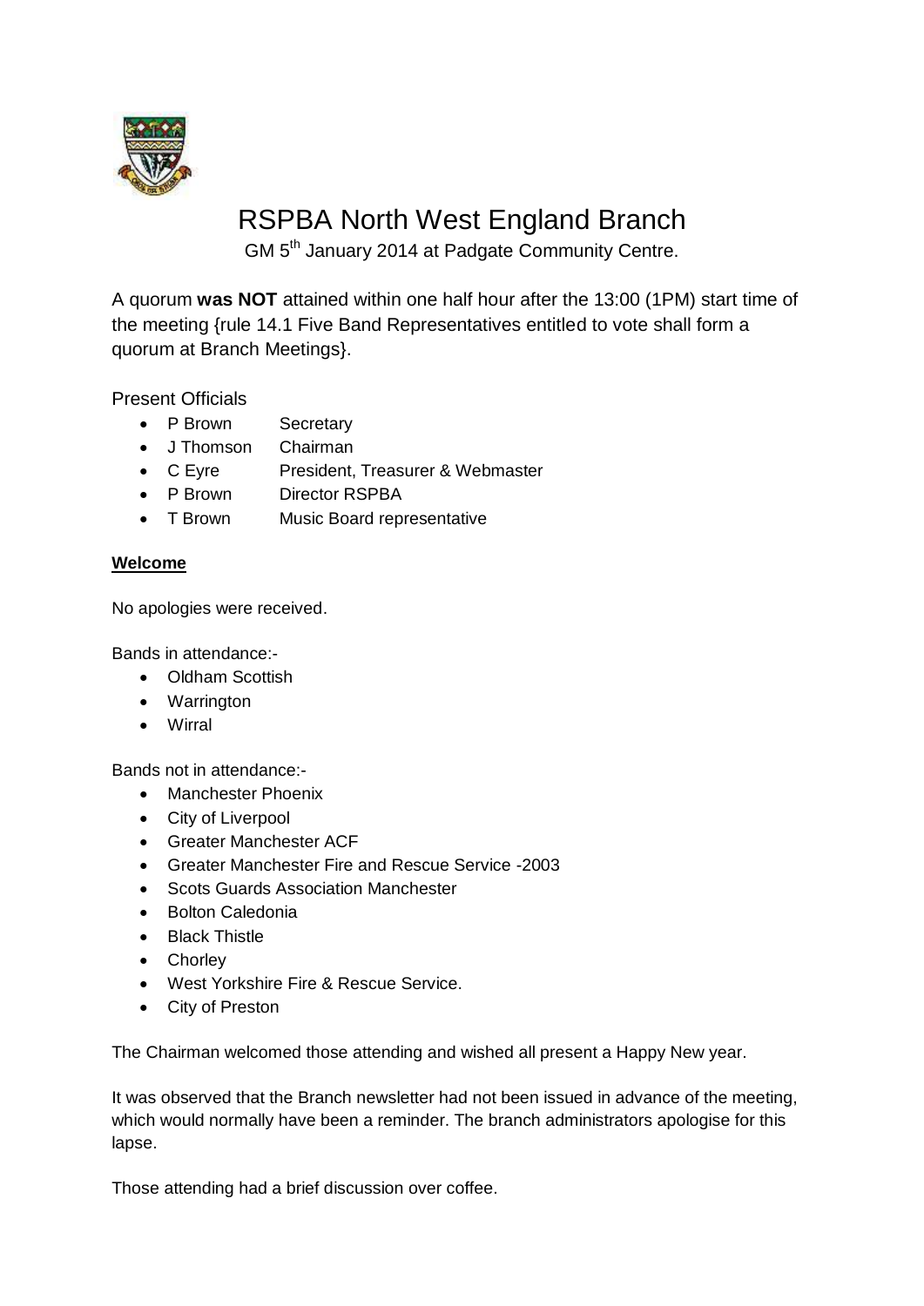# RSPBA North West England Branch

GM 5th January 2014 at Padgate Community Centre.

A quorum **was NOT** attained within one half hour after the 13:00 (1PM) start time of the meeting {rule 14.1 Five Band Representatives entitled to vote shall form a quorum at Branch Meetings}.

Present Officials

- P Brown Secretary
- J Thomson Chairman
- C Eyre President, Treasurer & Webmaster
- P Brown Director RSPBA
- T Brown Music Board representative

**Welcome**

No apologies were received.

Bands in attendance:-

- Oldham Scottish
- Warrington
- Wirral

Bands not in attendance:-

- Manchester Phoenix
- City of Liverpool
- Greater Manchester ACF
- Greater Manchester Fire and Rescue Service -2003
- Scots Guards Association Manchester
- Bolton Caledonia
- Black Thistle
- Chorley
- West Yorkshire Fire & Rescue Service.
- City of Preston

The Chairman welcomed those attending and wished all present a Happy New year.

It was observed that the Branch newsletter had not been issued in advance of the meeting, which would normally have been a reminder. The branch administrators apologise for this lapse.

Those attending had a brief discussion over coffee.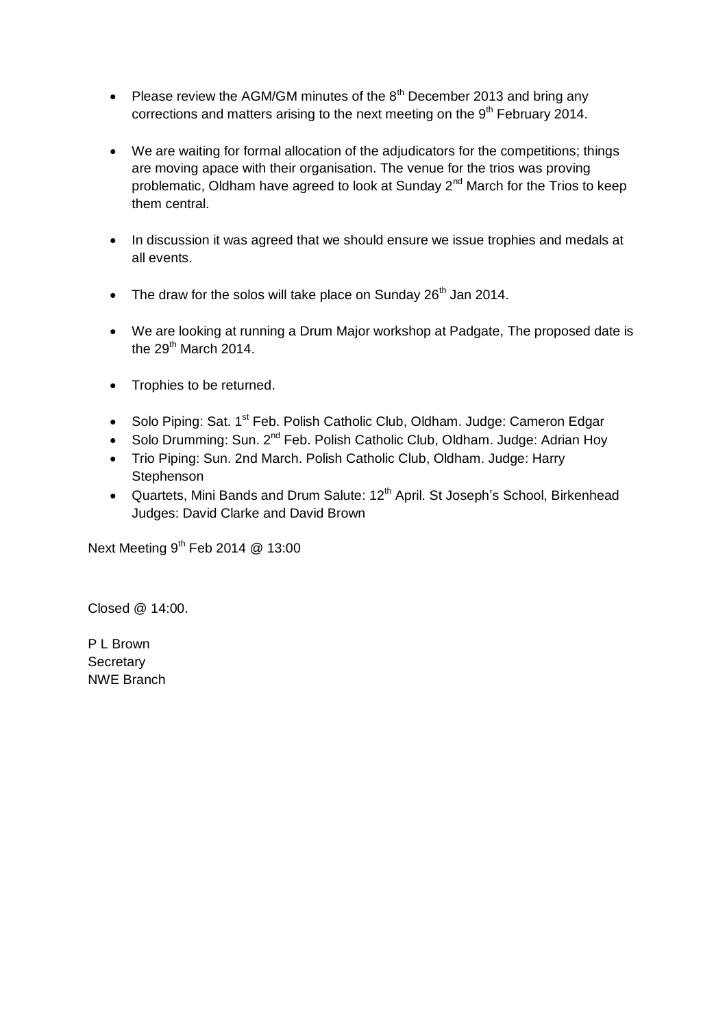- Please review the AGM/GM minutes of the 8th December 2013 and bring any corrections and matters arising to the next meeting on the 9th February 2014.

- We are waiting for formal allocation of the adjudicators for the competitions; things are moving apace with their organisation. The venue for the trios was proving problematic, Oldham have agreed to look at Sunday 2nd March for the Trios to keep them central.

- In discussion it was agreed that we should ensure we issue trophies and medals at all events.

- The draw for the solos will take place on Sunday 26th Jan 2014.

- We are looking at running a Drum Major workshop at Padgate, The proposed date is the 29th March 2014.

- Trophies to be returned.

- Solo Piping: Sat. 1st Feb. Polish Catholic Club, Oldham. Judge: Cameron Edgar
- Solo Drumming: Sun. 2nd Feb. Polish Catholic Club, Oldham. Judge: Adrian Hoy
- Trio Piping: Sun. 2nd March. Polish Catholic Club, Oldham. Judge: Harry Stephenson
- Quartets, Mini Bands and Drum Salute: 12th April. St Joseph's School, Birkenhead Judges: David Clarke and David Brown

Next Meeting 9th Feb 2014 @ 13:00

Closed @ 14:00.

P L Brown
Secretary
NWE Branch